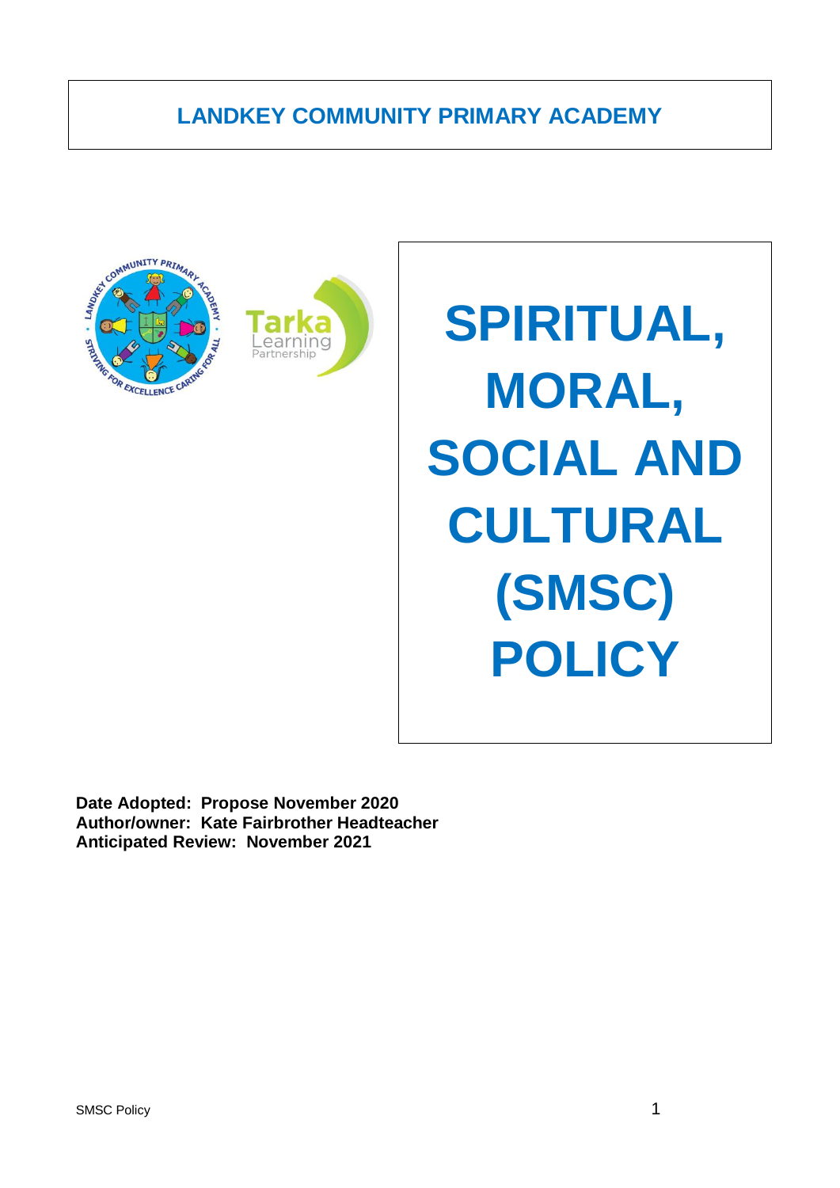# LANDKEY COMMUNITY PRIMARY ACADEMY

# SPIRITUAL, MORAL, SOCIAL AND CULTURAL (SMSC) POLICY

**Date Adopted: Propose November 2020**
**Author/owner: Kate Fairbrother Headteacher**
**Anticipated Review: November 2021**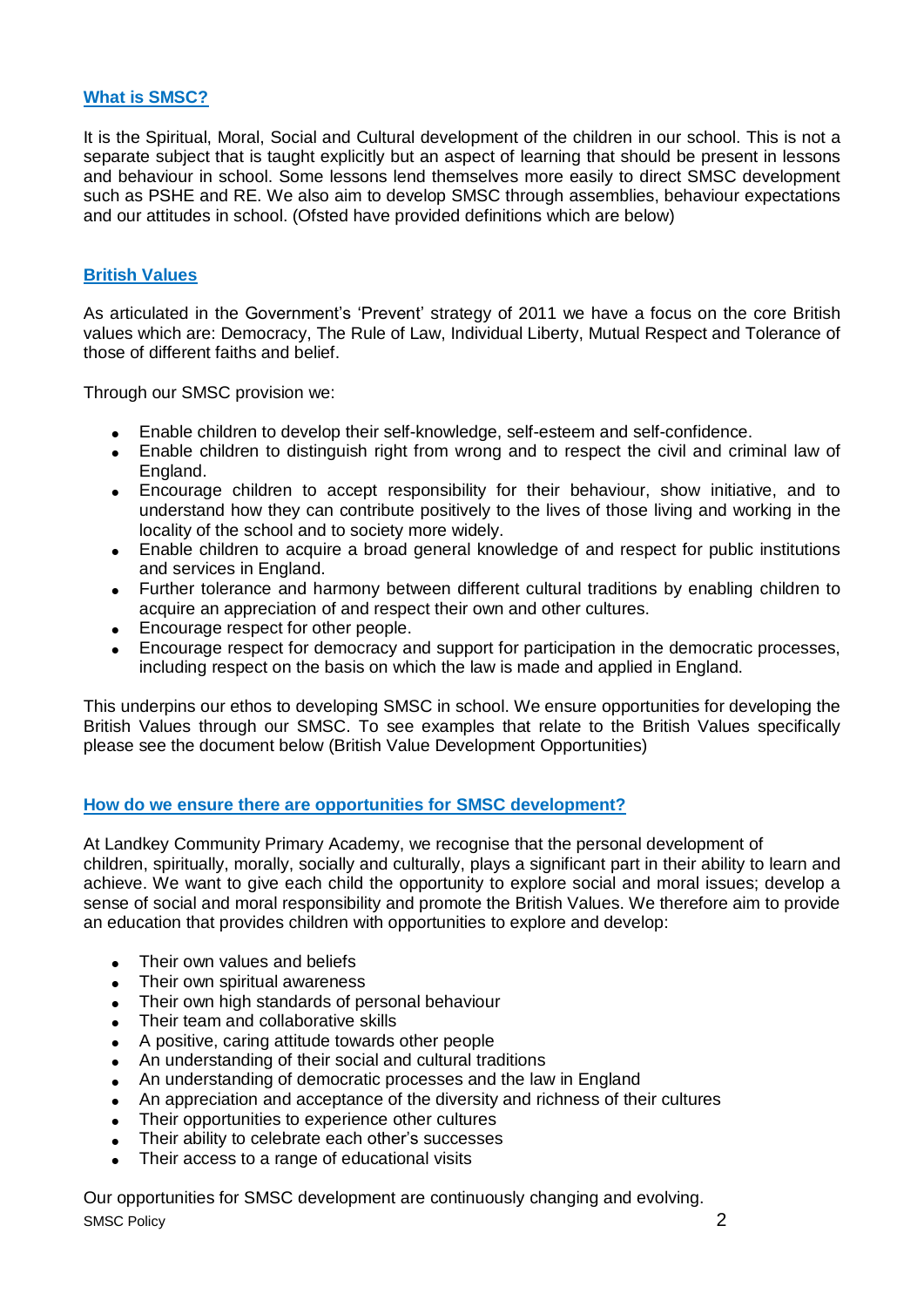## What is SMSC?

It is the Spiritual, Moral, Social and Cultural development of the children in our school. This is not a separate subject that is taught explicitly but an aspect of learning that should be present in lessons and behaviour in school. Some lessons lend themselves more easily to direct SMSC development such as PSHE and RE. We also aim to develop SMSC through assemblies, behaviour expectations and our attitudes in school. (Ofsted have provided definitions which are below)

## British Values

As articulated in the Government's 'Prevent' strategy of 2011 we have a focus on the core British values which are: Democracy, The Rule of Law, Individual Liberty, Mutual Respect and Tolerance of those of different faiths and belief.

Through our SMSC provision we:

- Enable children to develop their self-knowledge, self-esteem and self-confidence.
- Enable children to distinguish right from wrong and to respect the civil and criminal law of England.
- Encourage children to accept responsibility for their behaviour, show initiative, and to understand how they can contribute positively to the lives of those living and working in the locality of the school and to society more widely.
- Enable children to acquire a broad general knowledge of and respect for public institutions and services in England.
- Further tolerance and harmony between different cultural traditions by enabling children to acquire an appreciation of and respect their own and other cultures.
- Encourage respect for other people.
- Encourage respect for democracy and support for participation in the democratic processes, including respect on the basis on which the law is made and applied in England.

This underpins our ethos to developing SMSC in school. We ensure opportunities for developing the British Values through our SMSC. To see examples that relate to the British Values specifically please see the document below (British Value Development Opportunities)

## How do we ensure there are opportunities for SMSC development?

At Landkey Community Primary Academy, we recognise that the personal development of children, spiritually, morally, socially and culturally, plays a significant part in their ability to learn and achieve. We want to give each child the opportunity to explore social and moral issues; develop a sense of social and moral responsibility and promote the British Values. We therefore aim to provide an education that provides children with opportunities to explore and develop:

- Their own values and beliefs
- Their own spiritual awareness
- Their own high standards of personal behaviour
- Their team and collaborative skills
- A positive, caring attitude towards other people
- An understanding of their social and cultural traditions
- An understanding of democratic processes and the law in England
- An appreciation and acceptance of the diversity and richness of their cultures
- Their opportunities to experience other cultures
- Their ability to celebrate each other's successes
- Their access to a range of educational visits

Our opportunities for SMSC development are continuously changing and evolving.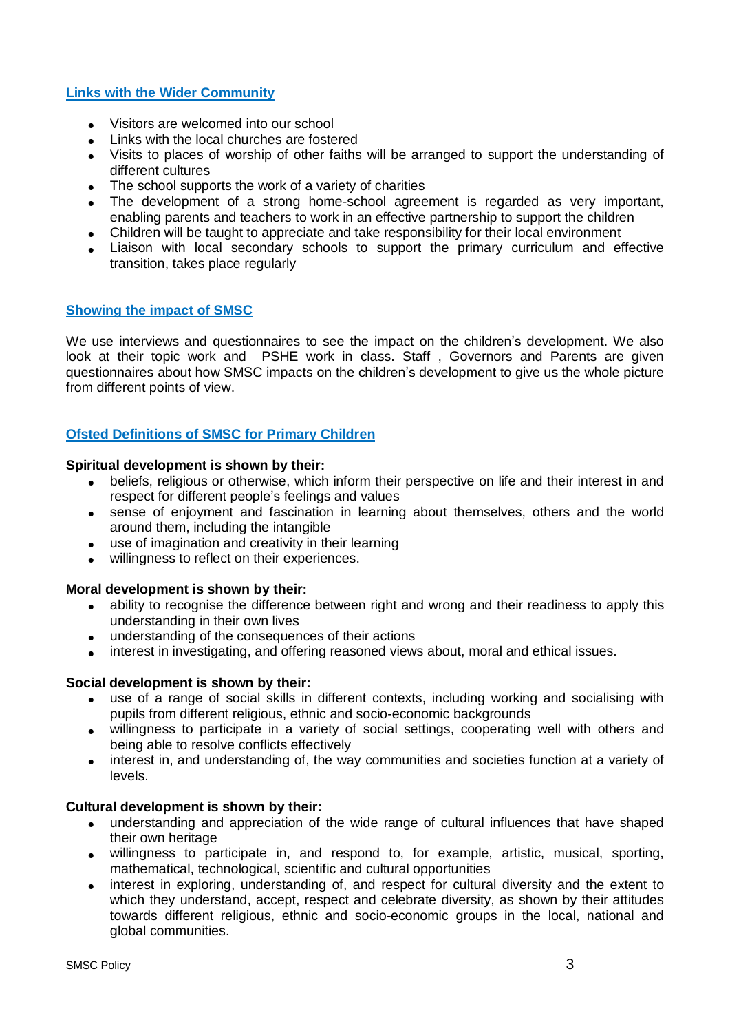## Links with the Wider Community

- Visitors are welcomed into our school
- Links with the local churches are fostered
- Visits to places of worship of other faiths will be arranged to support the understanding of different cultures
- The school supports the work of a variety of charities
- The development of a strong home-school agreement is regarded as very important, enabling parents and teachers to work in an effective partnership to support the children
- Children will be taught to appreciate and take responsibility for their local environment
- Liaison with local secondary schools to support the primary curriculum and effective transition, takes place regularly

## Showing the impact of SMSC

We use interviews and questionnaires to see the impact on the children's development. We also look at their topic work and PSHE work in class. Staff , Governors and Parents are given questionnaires about how SMSC impacts on the children's development to give us the whole picture from different points of view.

## Ofsted Definitions of SMSC for Primary Children

**Spiritual development is shown by their:**

- beliefs, religious or otherwise, which inform their perspective on life and their interest in and respect for different people's feelings and values
- sense of enjoyment and fascination in learning about themselves, others and the world around them, including the intangible
- use of imagination and creativity in their learning
- willingness to reflect on their experiences.

**Moral development is shown by their:**

- ability to recognise the difference between right and wrong and their readiness to apply this understanding in their own lives
- understanding of the consequences of their actions
- interest in investigating, and offering reasoned views about, moral and ethical issues.

**Social development is shown by their:**

- use of a range of social skills in different contexts, including working and socialising with pupils from different religious, ethnic and socio-economic backgrounds
- willingness to participate in a variety of social settings, cooperating well with others and being able to resolve conflicts effectively
- interest in, and understanding of, the way communities and societies function at a variety of levels.

**Cultural development is shown by their:**

- understanding and appreciation of the wide range of cultural influences that have shaped their own heritage
- willingness to participate in, and respond to, for example, artistic, musical, sporting, mathematical, technological, scientific and cultural opportunities
- interest in exploring, understanding of, and respect for cultural diversity and the extent to which they understand, accept, respect and celebrate diversity, as shown by their attitudes towards different religious, ethnic and socio-economic groups in the local, national and global communities.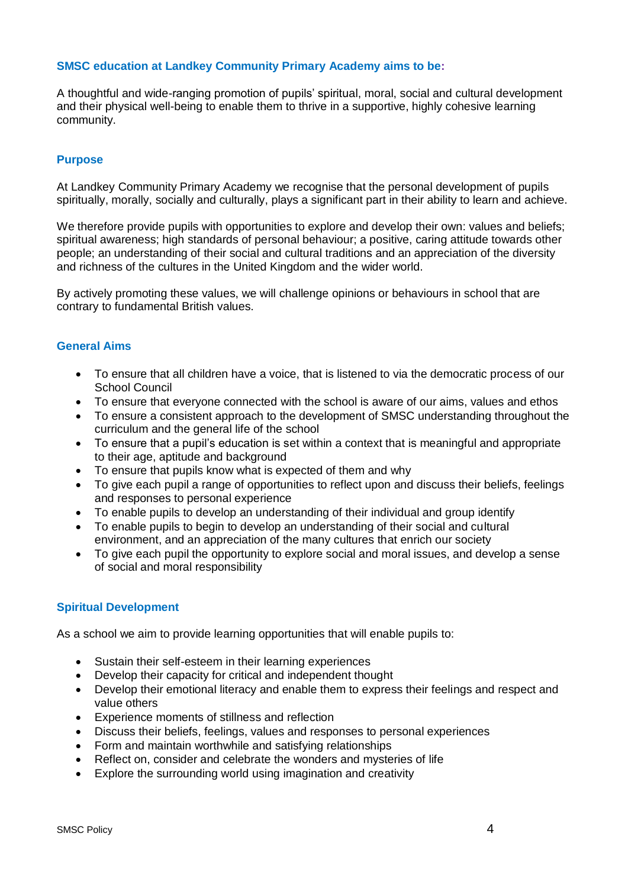## SMSC education at Landkey Community Primary Academy aims to be:

A thoughtful and wide-ranging promotion of pupils' spiritual, moral, social and cultural development and their physical well-being to enable them to thrive in a supportive, highly cohesive learning community.

## Purpose

At Landkey Community Primary Academy we recognise that the personal development of pupils spiritually, morally, socially and culturally, plays a significant part in their ability to learn and achieve.

We therefore provide pupils with opportunities to explore and develop their own: values and beliefs; spiritual awareness; high standards of personal behaviour; a positive, caring attitude towards other people; an understanding of their social and cultural traditions and an appreciation of the diversity and richness of the cultures in the United Kingdom and the wider world.

By actively promoting these values, we will challenge opinions or behaviours in school that are contrary to fundamental British values.

## General Aims

- To ensure that all children have a voice, that is listened to via the democratic process of our School Council
- To ensure that everyone connected with the school is aware of our aims, values and ethos
- To ensure a consistent approach to the development of SMSC understanding throughout the curriculum and the general life of the school
- To ensure that a pupil's education is set within a context that is meaningful and appropriate to their age, aptitude and background
- To ensure that pupils know what is expected of them and why
- To give each pupil a range of opportunities to reflect upon and discuss their beliefs, feelings and responses to personal experience
- To enable pupils to develop an understanding of their individual and group identify
- To enable pupils to begin to develop an understanding of their social and cultural environment, and an appreciation of the many cultures that enrich our society
- To give each pupil the opportunity to explore social and moral issues, and develop a sense of social and moral responsibility

## Spiritual Development

As a school we aim to provide learning opportunities that will enable pupils to:

- Sustain their self-esteem in their learning experiences
- Develop their capacity for critical and independent thought
- Develop their emotional literacy and enable them to express their feelings and respect and value others
- Experience moments of stillness and reflection
- Discuss their beliefs, feelings, values and responses to personal experiences
- Form and maintain worthwhile and satisfying relationships
- Reflect on, consider and celebrate the wonders and mysteries of life
- Explore the surrounding world using imagination and creativity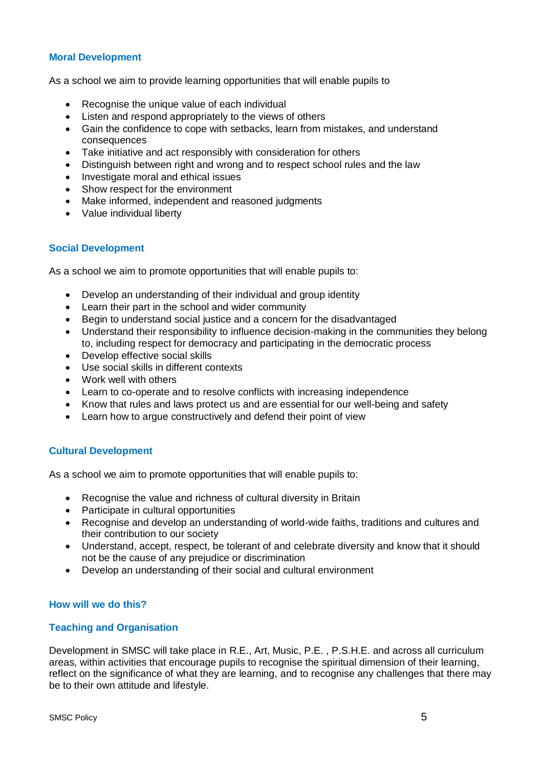## Moral Development

As a school we aim to provide learning opportunities that will enable pupils to

- Recognise the unique value of each individual
- Listen and respond appropriately to the views of others
- Gain the confidence to cope with setbacks, learn from mistakes, and understand consequences
- Take initiative and act responsibly with consideration for others
- Distinguish between right and wrong and to respect school rules and the law
- Investigate moral and ethical issues
- Show respect for the environment
- Make informed, independent and reasoned judgments
- Value individual liberty

## Social Development

As a school we aim to promote opportunities that will enable pupils to:

- Develop an understanding of their individual and group identity
- Learn their part in the school and wider community
- Begin to understand social justice and a concern for the disadvantaged
- Understand their responsibility to influence decision-making in the communities they belong to, including respect for democracy and participating in the democratic process
- Develop effective social skills
- Use social skills in different contexts
- Work well with others
- Learn to co-operate and to resolve conflicts with increasing independence
- Know that rules and laws protect us and are essential for our well-being and safety
- Learn how to argue constructively and defend their point of view

## Cultural Development

As a school we aim to promote opportunities that will enable pupils to:

- Recognise the value and richness of cultural diversity in Britain
- Participate in cultural opportunities
- Recognise and develop an understanding of world-wide faiths, traditions and cultures and their contribution to our society
- Understand, accept, respect, be tolerant of and celebrate diversity and know that it should not be the cause of any prejudice or discrimination
- Develop an understanding of their social and cultural environment

## How will we do this?

## Teaching and Organisation

Development in SMSC will take place in R.E., Art, Music, P.E. , P.S.H.E. and across all curriculum areas, within activities that encourage pupils to recognise the spiritual dimension of their learning, reflect on the significance of what they are learning, and to recognise any challenges that there may be to their own attitude and lifestyle.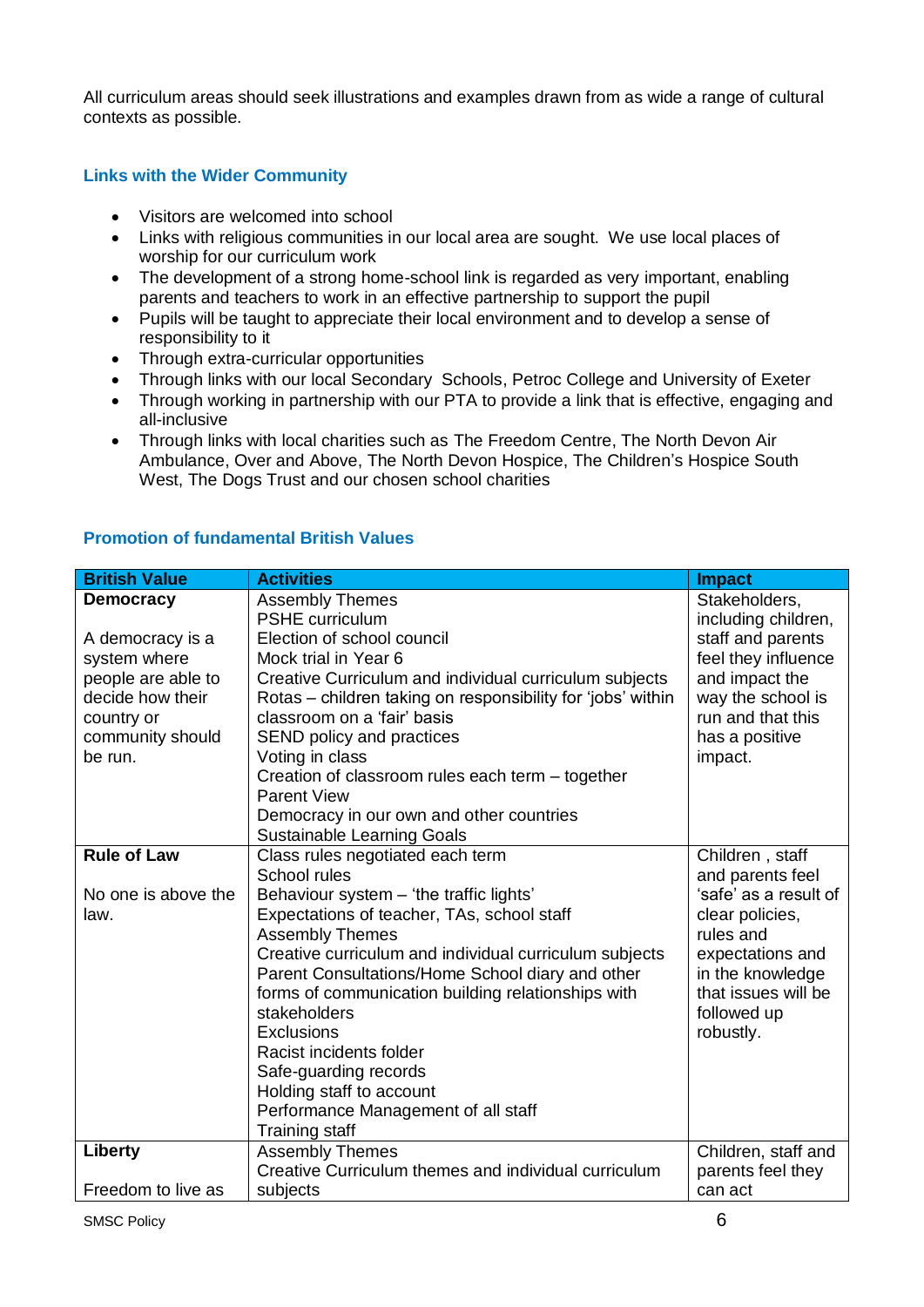All curriculum areas should seek illustrations and examples drawn from as wide a range of cultural contexts as possible.

### Links with the Wider Community

- Visitors are welcomed into school
- Links with religious communities in our local area are sought. We use local places of worship for our curriculum work
- The development of a strong home-school link is regarded as very important, enabling parents and teachers to work in an effective partnership to support the pupil
- Pupils will be taught to appreciate their local environment and to develop a sense of responsibility to it
- Through extra-curricular opportunities
- Through links with our local Secondary Schools, Petroc College and University of Exeter
- Through working in partnership with our PTA to provide a link that is effective, engaging and all-inclusive
- Through links with local charities such as The Freedom Centre, The North Devon Air Ambulance, Over and Above, The North Devon Hospice, The Children's Hospice South West, The Dogs Trust and our chosen school charities

### Promotion of fundamental British Values

| British Value | Activities | Impact |
|---|---|---|
| **Democracy**<br><br>A democracy is a system where people are able to decide how their country or community should be run. | Assembly Themes<br>PSHE curriculum<br>Election of school council<br>Mock trial in Year 6<br>Creative Curriculum and individual curriculum subjects<br>Rotas – children taking on responsibility for 'jobs' within classroom on a 'fair' basis<br>SEND policy and practices<br>Voting in class<br>Creation of classroom rules each term – together<br>Parent View<br>Democracy in our own and other countries<br>Sustainable Learning Goals | Stakeholders, including children, staff and parents feel they influence and impact the way the school is run and that this has a positive impact. |
| **Rule of Law**<br><br>No one is above the law. | Class rules negotiated each term<br>School rules<br>Behaviour system – 'the traffic lights'<br>Expectations of teacher, TAs, school staff<br>Assembly Themes<br>Creative curriculum and individual curriculum subjects<br>Parent Consultations/Home School diary and other forms of communication building relationships with stakeholders<br>Exclusions<br>Racist incidents folder<br>Safe-guarding records<br>Holding staff to account<br>Performance Management of all staff<br>Training staff | Children , staff and parents feel 'safe' as a result of clear policies, rules and expectations and in the knowledge that issues will be followed up robustly. |
| **Liberty**<br><br>Freedom to live as | Assembly Themes<br>Creative Curriculum themes and individual curriculum subjects | Children, staff and parents feel they can act |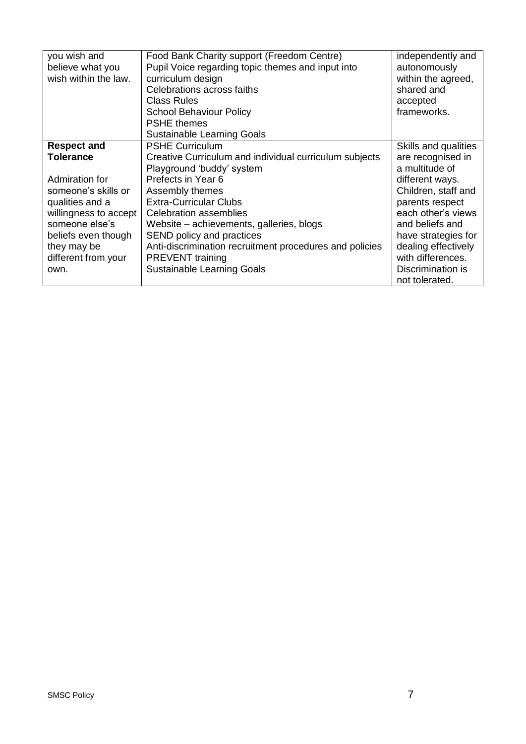| | | |
|---|---|---|
| you wish and believe what you wish within the law. | Food Bank Charity support (Freedom Centre)<br>Pupil Voice regarding topic themes and input into curriculum design<br>Celebrations across faiths<br>Class Rules<br>School Behaviour Policy<br>PSHE themes<br>Sustainable Learning Goals | independently and autonomously within the agreed, shared and accepted frameworks. |
| **Respect and Tolerance**<br><br>Admiration for someone's skills or qualities and a willingness to accept someone else's beliefs even though they may be different from your own. | PSHE Curriculum<br>Creative Curriculum and individual curriculum subjects<br>Playground 'buddy' system<br>Prefects in Year 6<br>Assembly themes<br>Extra-Curricular Clubs<br>Celebration assemblies<br>Website – achievements, galleries, blogs<br>SEND policy and practices<br>Anti-discrimination recruitment procedures and policies<br>PREVENT training<br>Sustainable Learning Goals | Skills and qualities are recognised in a multitude of different ways. Children, staff and parents respect each other's views and beliefs and have strategies for dealing effectively with differences. Discrimination is not tolerated. |